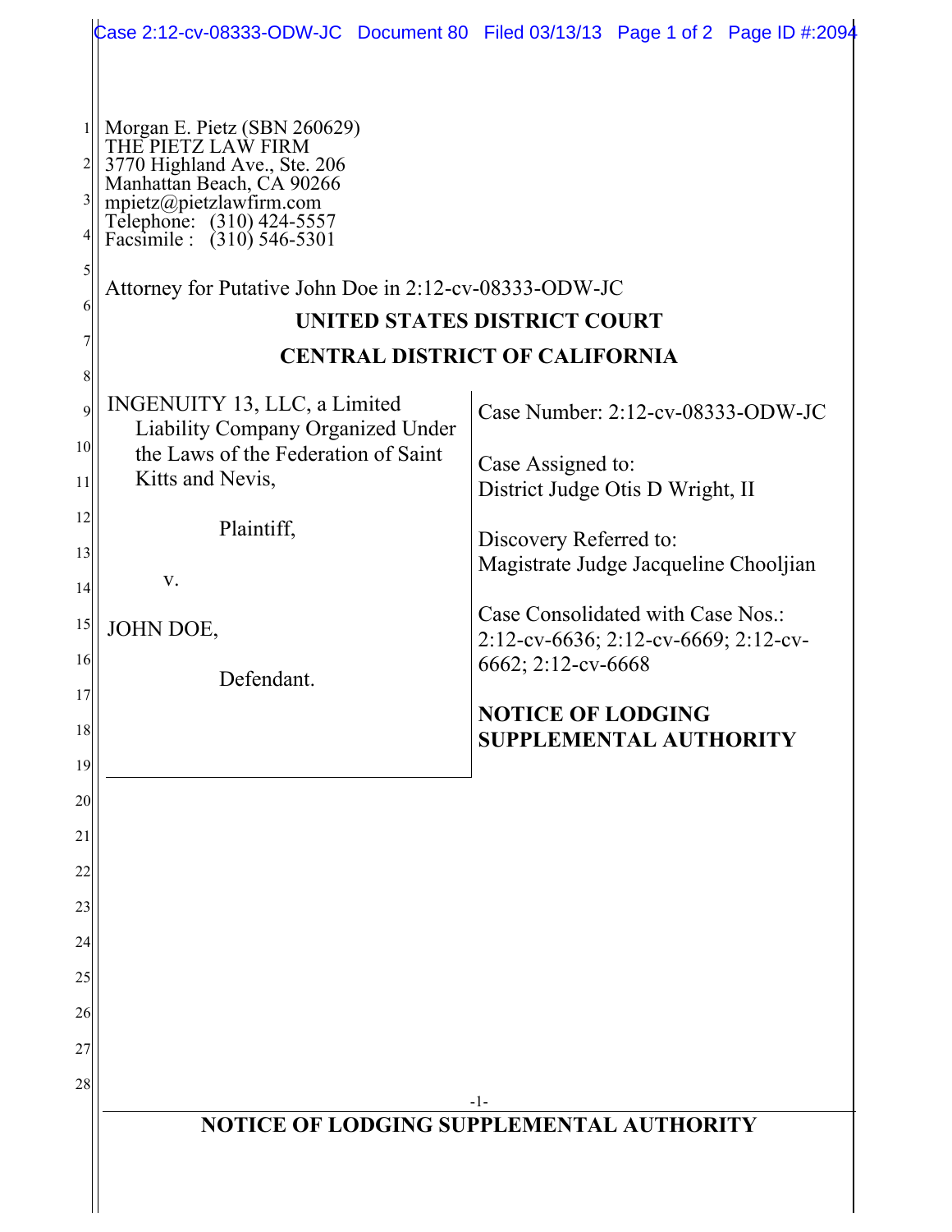Morgan E. Pietz (SBN 260629)
THE PIETZ LAW FIRM
3770 Highland Ave., Ste. 206
Manhattan Beach, CA 90266
mpietz@pietzlawfirm.com
Telephone: (310) 424-5557
Facsimile : (310) 546-5301

Attorney for Putative John Doe in 2:12-cv-08333-ODW-JC

**UNITED STATES DISTRICT COURT**

**CENTRAL DISTRICT OF CALIFORNIA**

| | |
|---|---|
| INGENUITY 13, LLC, a Limited Liability Company Organized Under the Laws of the Federation of Saint Kitts and Nevis,<br><br>Plaintiff,<br><br>v.<br><br>JOHN DOE,<br><br>Defendant. | Case Number: 2:12-cv-08333-ODW-JC<br><br>Case Assigned to:<br>District Judge Otis D Wright, II<br><br>Discovery Referred to:<br>Magistrate Judge Jacqueline Chooljian<br><br>Case Consolidated with Case Nos.:<br>2:12-cv-6636; 2:12-cv-6669; 2:12-cv-6662; 2:12-cv-6668<br><br>**NOTICE OF LODGING SUPPLEMENTAL AUTHORITY** |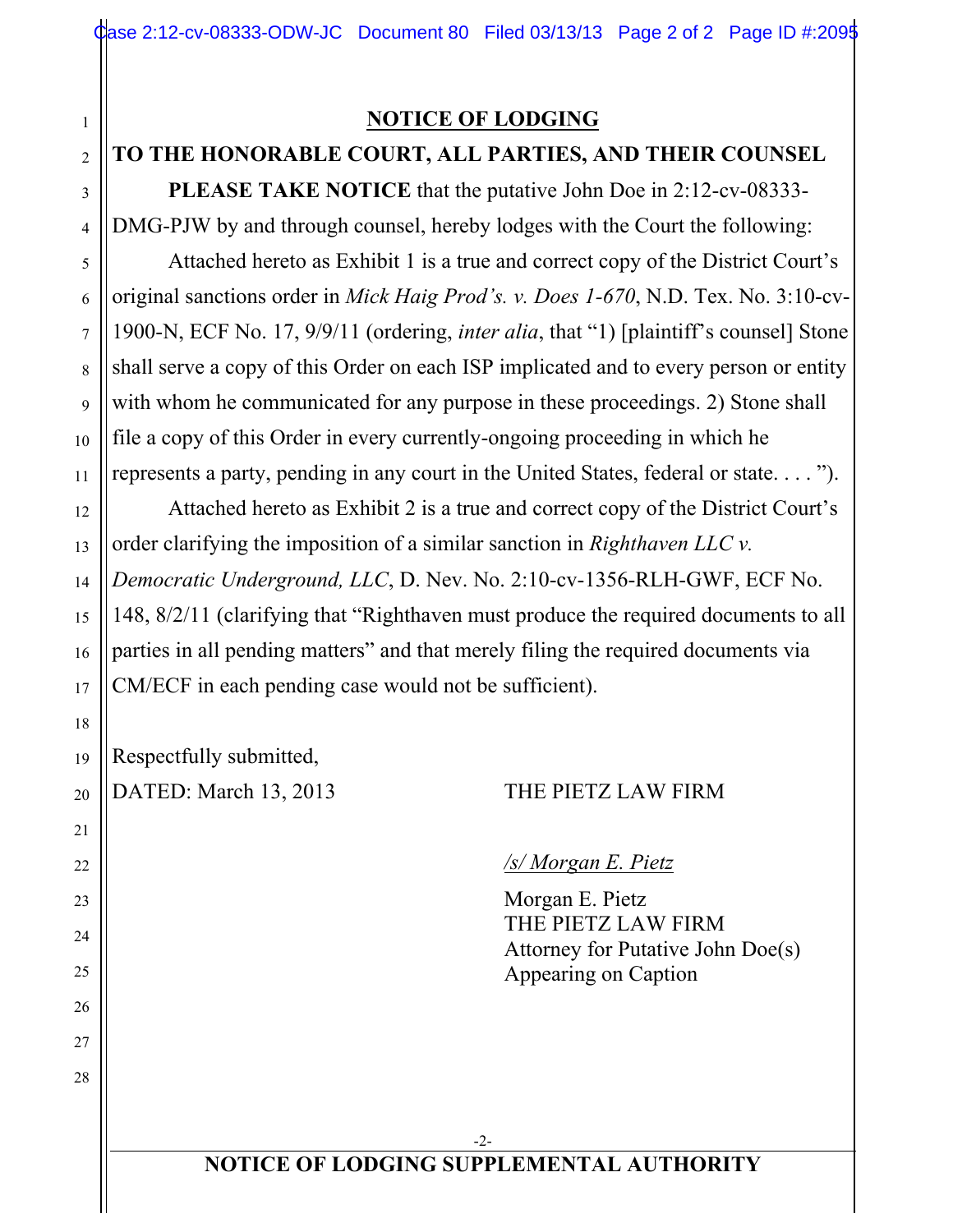## NOTICE OF LODGING

**TO THE HONORABLE COURT, ALL PARTIES, AND THEIR COUNSEL**

**PLEASE TAKE NOTICE** that the putative John Doe in 2:12-cv-08333-DMG-PJW by and through counsel, hereby lodges with the Court the following:

Attached hereto as Exhibit 1 is a true and correct copy of the District Court's original sanctions order in *Mick Haig Prod's. v. Does 1-670*, N.D. Tex. No. 3:10-cv-1900-N, ECF No. 17, 9/9/11 (ordering, *inter alia*, that "1) [plaintiff's counsel] Stone shall serve a copy of this Order on each ISP implicated and to every person or entity with whom he communicated for any purpose in these proceedings. 2) Stone shall file a copy of this Order in every currently-ongoing proceeding in which he represents a party, pending in any court in the United States, federal or state. . . . ").

Attached hereto as Exhibit 2 is a true and correct copy of the District Court's order clarifying the imposition of a similar sanction in *Righthaven LLC v. Democratic Underground, LLC*, D. Nev. No. 2:10-cv-1356-RLH-GWF, ECF No. 148, 8/2/11 (clarifying that "Righthaven must produce the required documents to all parties in all pending matters" and that merely filing the required documents via CM/ECF in each pending case would not be sufficient).

Respectfully submitted,

DATED: March 13, 2013

THE PIETZ LAW FIRM

*/s/ Morgan E. Pietz*

Morgan E. Pietz
THE PIETZ LAW FIRM
Attorney for Putative John Doe(s)
Appearing on Caption

**NOTICE OF LODGING SUPPLEMENTAL AUTHORITY**